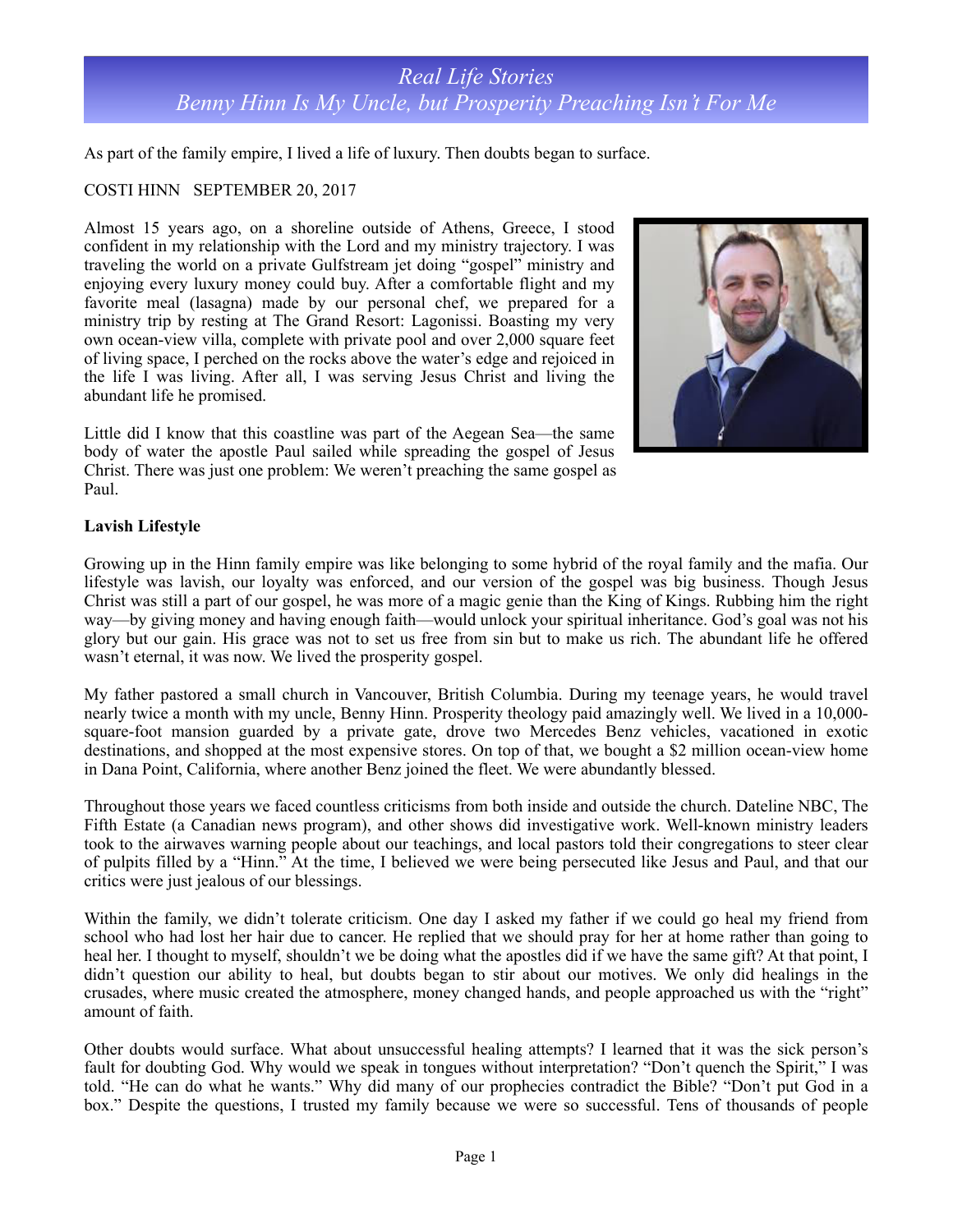# *Real Life Stories*
## *Benny Hinn Is My Uncle, but Prosperity Preaching Isn't For Me*

As part of the family empire, I lived a life of luxury. Then doubts began to surface.

COSTI HINN SEPTEMBER 20, 2017

Almost 15 years ago, on a shoreline outside of Athens, Greece, I stood confident in my relationship with the Lord and my ministry trajectory. I was traveling the world on a private Gulfstream jet doing "gospel" ministry and enjoying every luxury money could buy. After a comfortable flight and my favorite meal (lasagna) made by our personal chef, we prepared for a ministry trip by resting at The Grand Resort: Lagonissi. Boasting my very own ocean-view villa, complete with private pool and over 2,000 square feet of living space, I perched on the rocks above the water's edge and rejoiced in the life I was living. After all, I was serving Jesus Christ and living the abundant life he promised.

Little did I know that this coastline was part of the Aegean Sea—the same body of water the apostle Paul sailed while spreading the gospel of Jesus Christ. There was just one problem: We weren't preaching the same gospel as Paul.

**Lavish Lifestyle**

Growing up in the Hinn family empire was like belonging to some hybrid of the royal family and the mafia. Our lifestyle was lavish, our loyalty was enforced, and our version of the gospel was big business. Though Jesus Christ was still a part of our gospel, he was more of a magic genie than the King of Kings. Rubbing him the right way—by giving money and having enough faith—would unlock your spiritual inheritance. God's goal was not his glory but our gain. His grace was not to set us free from sin but to make us rich. The abundant life he offered wasn't eternal, it was now. We lived the prosperity gospel.

My father pastored a small church in Vancouver, British Columbia. During my teenage years, he would travel nearly twice a month with my uncle, Benny Hinn. Prosperity theology paid amazingly well. We lived in a 10,000-square-foot mansion guarded by a private gate, drove two Mercedes Benz vehicles, vacationed in exotic destinations, and shopped at the most expensive stores. On top of that, we bought a $2 million ocean-view home in Dana Point, California, where another Benz joined the fleet. We were abundantly blessed.

Throughout those years we faced countless criticisms from both inside and outside the church. Dateline NBC, The Fifth Estate (a Canadian news program), and other shows did investigative work. Well-known ministry leaders took to the airwaves warning people about our teachings, and local pastors told their congregations to steer clear of pulpits filled by a "Hinn." At the time, I believed we were being persecuted like Jesus and Paul, and that our critics were just jealous of our blessings.

Within the family, we didn't tolerate criticism. One day I asked my father if we could go heal my friend from school who had lost her hair due to cancer. He replied that we should pray for her at home rather than going to heal her. I thought to myself, shouldn't we be doing what the apostles did if we have the same gift? At that point, I didn't question our ability to heal, but doubts began to stir about our motives. We only did healings in the crusades, where music created the atmosphere, money changed hands, and people approached us with the "right" amount of faith.

Other doubts would surface. What about unsuccessful healing attempts? I learned that it was the sick person's fault for doubting God. Why would we speak in tongues without interpretation? "Don't quench the Spirit," I was told. "He can do what he wants." Why did many of our prophecies contradict the Bible? "Don't put God in a box." Despite the questions, I trusted my family because we were so successful. Tens of thousands of people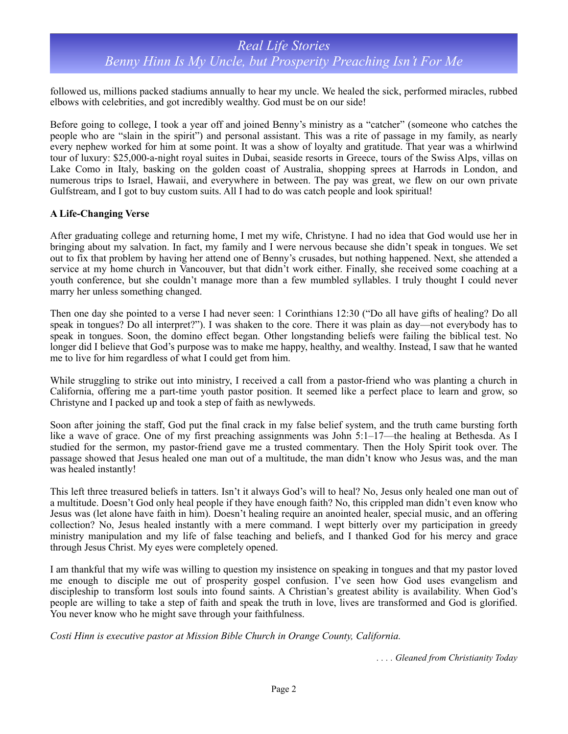followed us, millions packed stadiums annually to hear my uncle. We healed the sick, performed miracles, rubbed elbows with celebrities, and got incredibly wealthy. God must be on our side!

Before going to college, I took a year off and joined Benny's ministry as a "catcher" (someone who catches the people who are "slain in the spirit") and personal assistant. This was a rite of passage in my family, as nearly every nephew worked for him at some point. It was a show of loyalty and gratitude. That year was a whirlwind tour of luxury: $25,000-a-night royal suites in Dubai, seaside resorts in Greece, tours of the Swiss Alps, villas on Lake Como in Italy, basking on the golden coast of Australia, shopping sprees at Harrods in London, and numerous trips to Israel, Hawaii, and everywhere in between. The pay was great, we flew on our own private Gulfstream, and I got to buy custom suits. All I had to do was catch people and look spiritual!

**A Life-Changing Verse**

After graduating college and returning home, I met my wife, Christyne. I had no idea that God would use her in bringing about my salvation. In fact, my family and I were nervous because she didn't speak in tongues. We set out to fix that problem by having her attend one of Benny's crusades, but nothing happened. Next, she attended a service at my home church in Vancouver, but that didn't work either. Finally, she received some coaching at a youth conference, but she couldn't manage more than a few mumbled syllables. I truly thought I could never marry her unless something changed.

Then one day she pointed to a verse I had never seen: 1 Corinthians 12:30 ("Do all have gifts of healing? Do all speak in tongues? Do all interpret?"). I was shaken to the core. There it was plain as day—not everybody has to speak in tongues. Soon, the domino effect began. Other longstanding beliefs were failing the biblical test. No longer did I believe that God's purpose was to make me happy, healthy, and wealthy. Instead, I saw that he wanted me to live for him regardless of what I could get from him.

While struggling to strike out into ministry, I received a call from a pastor-friend who was planting a church in California, offering me a part-time youth pastor position. It seemed like a perfect place to learn and grow, so Christyne and I packed up and took a step of faith as newlyweds.

Soon after joining the staff, God put the final crack in my false belief system, and the truth came bursting forth like a wave of grace. One of my first preaching assignments was John 5:1–17—the healing at Bethesda. As I studied for the sermon, my pastor-friend gave me a trusted commentary. Then the Holy Spirit took over. The passage showed that Jesus healed one man out of a multitude, the man didn't know who Jesus was, and the man was healed instantly!

This left three treasured beliefs in tatters. Isn't it always God's will to heal? No, Jesus only healed one man out of a multitude. Doesn't God only heal people if they have enough faith? No, this crippled man didn't even know who Jesus was (let alone have faith in him). Doesn't healing require an anointed healer, special music, and an offering collection? No, Jesus healed instantly with a mere command. I wept bitterly over my participation in greedy ministry manipulation and my life of false teaching and beliefs, and I thanked God for his mercy and grace through Jesus Christ. My eyes were completely opened.

I am thankful that my wife was willing to question my insistence on speaking in tongues and that my pastor loved me enough to disciple me out of prosperity gospel confusion. I've seen how God uses evangelism and discipleship to transform lost souls into found saints. A Christian's greatest ability is availability. When God's people are willing to take a step of faith and speak the truth in love, lives are transformed and God is glorified. You never know who he might save through your faithfulness.

*Costi Hinn is executive pastor at Mission Bible Church in Orange County, California.*

*. . . . Gleaned from Christianity Today*